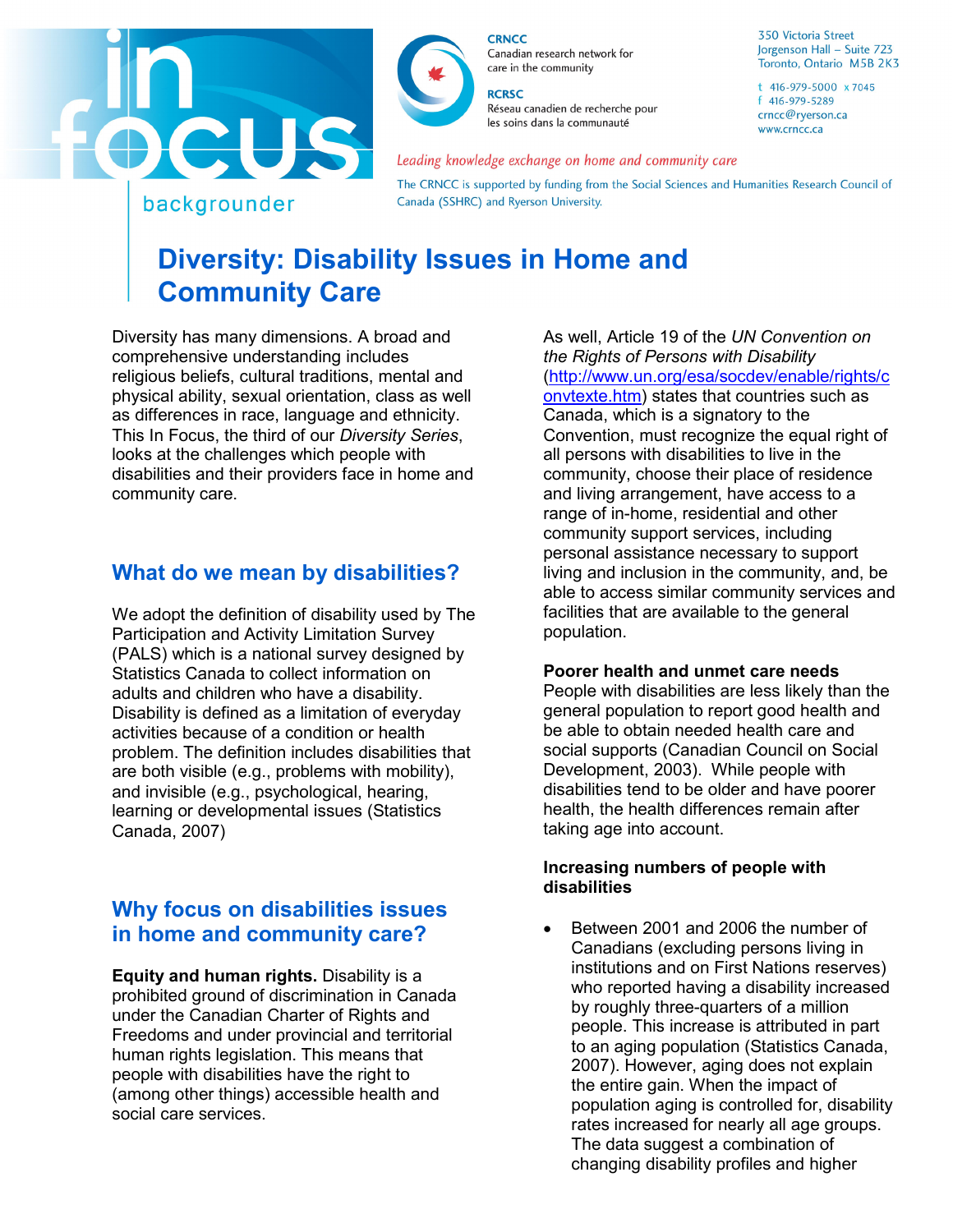in focus

backgrounder

**CRNCC**
Canadian research network for care in the community

**RCRSC**
Réseau canadien de recherche pour les soins dans la communauté

350 Victoria Street
Jorgenson Hall – Suite 723
Toronto, Ontario M5B 2K3

t 416-979-5000 x 7045
f 416-979-5289
crncc@ryerson.ca
www.crncc.ca

*Leading knowledge exchange on home and community care*

The CRNCC is supported by funding from the Social Sciences and Humanities Research Council of Canada (SSHRC) and Ryerson University.

# Diversity: Disability Issues in Home and Community Care

Diversity has many dimensions. A broad and comprehensive understanding includes religious beliefs, cultural traditions, mental and physical ability, sexual orientation, class as well as differences in race, language and ethnicity. This In Focus, the third of our *Diversity Series*, looks at the challenges which people with disabilities and their providers face in home and community care.

## What do we mean by disabilities?

We adopt the definition of disability used by The Participation and Activity Limitation Survey (PALS) which is a national survey designed by Statistics Canada to collect information on adults and children who have a disability. Disability is defined as a limitation of everyday activities because of a condition or health problem. The definition includes disabilities that are both visible (e.g., problems with mobility), and invisible (e.g., psychological, hearing, learning or developmental issues (Statistics Canada, 2007)

## Why focus on disabilities issues in home and community care?

**Equity and human rights.** Disability is a prohibited ground of discrimination in Canada under the Canadian Charter of Rights and Freedoms and under provincial and territorial human rights legislation. This means that people with disabilities have the right to (among other things) accessible health and social care services.

As well, Article 19 of the *UN Convention on the Rights of Persons with Disability* (http://www.un.org/esa/socdev/enable/rights/convtexte.htm) states that countries such as Canada, which is a signatory to the Convention, must recognize the equal right of all persons with disabilities to live in the community, choose their place of residence and living arrangement, have access to a range of in-home, residential and other community support services, including personal assistance necessary to support living and inclusion in the community, and, be able to access similar community services and facilities that are available to the general population.

**Poorer health and unmet care needs**
People with disabilities are less likely than the general population to report good health and be able to obtain needed health care and social supports (Canadian Council on Social Development, 2003). While people with disabilities tend to be older and have poorer health, the health differences remain after taking age into account.

**Increasing numbers of people with disabilities**

- Between 2001 and 2006 the number of Canadians (excluding persons living in institutions and on First Nations reserves) who reported having a disability increased by roughly three-quarters of a million people. This increase is attributed in part to an aging population (Statistics Canada, 2007). However, aging does not explain the entire gain. When the impact of population aging is controlled for, disability rates increased for nearly all age groups. The data suggest a combination of changing disability profiles and higher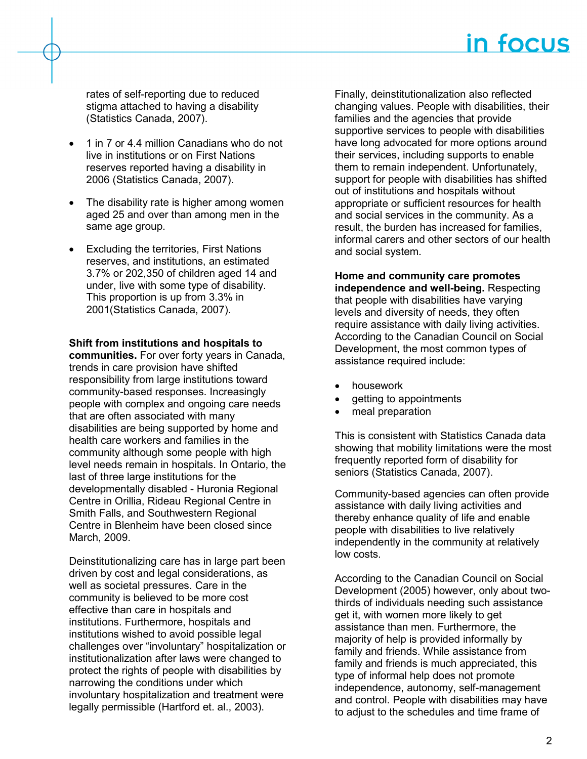rates of self-reporting due to reduced stigma attached to having a disability (Statistics Canada, 2007).

- 1 in 7 or 4.4 million Canadians who do not live in institutions or on First Nations reserves reported having a disability in 2006 (Statistics Canada, 2007).
- The disability rate is higher among women aged 25 and over than among men in the same age group.
- Excluding the territories, First Nations reserves, and institutions, an estimated 3.7% or 202,350 of children aged 14 and under, live with some type of disability. This proportion is up from 3.3% in 2001(Statistics Canada, 2007).

**Shift from institutions and hospitals to communities.** For over forty years in Canada, trends in care provision have shifted responsibility from large institutions toward community-based responses. Increasingly people with complex and ongoing care needs that are often associated with many disabilities are being supported by home and health care workers and families in the community although some people with high level needs remain in hospitals. In Ontario, the last of three large institutions for the developmentally disabled - Huronia Regional Centre in Orillia, Rideau Regional Centre in Smith Falls, and Southwestern Regional Centre in Blenheim have been closed since March, 2009.

Deinstitutionalizing care has in large part been driven by cost and legal considerations, as well as societal pressures. Care in the community is believed to be more cost effective than care in hospitals and institutions. Furthermore, hospitals and institutions wished to avoid possible legal challenges over "involuntary" hospitalization or institutionalization after laws were changed to protect the rights of people with disabilities by narrowing the conditions under which involuntary hospitalization and treatment were legally permissible (Hartford et. al., 2003).

Finally, deinstitutionalization also reflected changing values. People with disabilities, their families and the agencies that provide supportive services to people with disabilities have long advocated for more options around their services, including supports to enable them to remain independent. Unfortunately, support for people with disabilities has shifted out of institutions and hospitals without appropriate or sufficient resources for health and social services in the community. As a result, the burden has increased for families, informal carers and other sectors of our health and social system.

**Home and community care promotes independence and well-being.** Respecting that people with disabilities have varying levels and diversity of needs, they often require assistance with daily living activities. According to the Canadian Council on Social Development, the most common types of assistance required include:

- housework
- getting to appointments
- meal preparation

This is consistent with Statistics Canada data showing that mobility limitations were the most frequently reported form of disability for seniors (Statistics Canada, 2007).

Community-based agencies can often provide assistance with daily living activities and thereby enhance quality of life and enable people with disabilities to live relatively independently in the community at relatively low costs.

According to the Canadian Council on Social Development (2005) however, only about two-thirds of individuals needing such assistance get it, with women more likely to get assistance than men. Furthermore, the majority of help is provided informally by family and friends. While assistance from family and friends is much appreciated, this type of informal help does not promote independence, autonomy, self-management and control. People with disabilities may have to adjust to the schedules and time frame of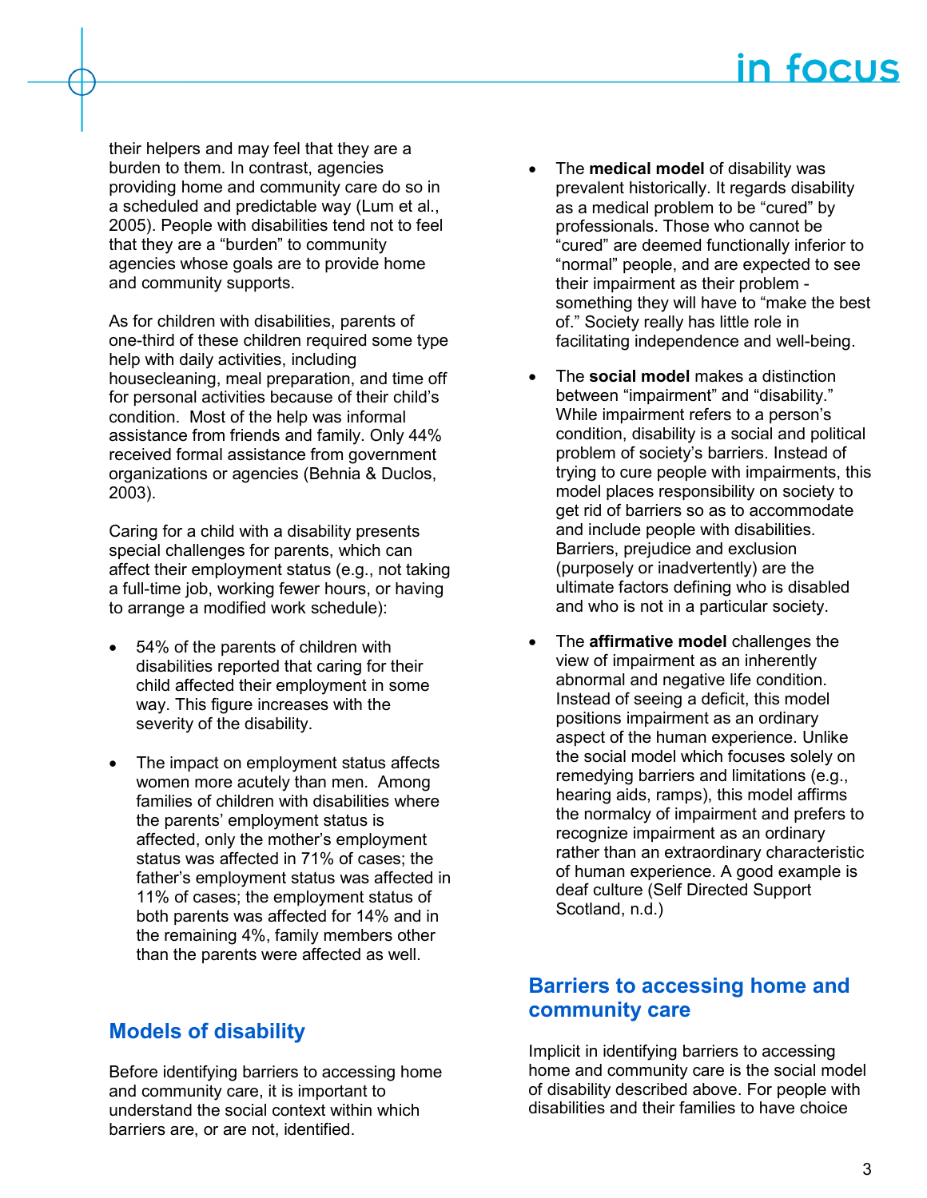their helpers and may feel that they are a burden to them. In contrast, agencies providing home and community care do so in a scheduled and predictable way (Lum et al., 2005). People with disabilities tend not to feel that they are a "burden" to community agencies whose goals are to provide home and community supports.

As for children with disabilities, parents of one-third of these children required some type help with daily activities, including housecleaning, meal preparation, and time off for personal activities because of their child's condition. Most of the help was informal assistance from friends and family. Only 44% received formal assistance from government organizations or agencies (Behnia & Duclos, 2003).

Caring for a child with a disability presents special challenges for parents, which can affect their employment status (e.g., not taking a full-time job, working fewer hours, or having to arrange a modified work schedule):

- 54% of the parents of children with disabilities reported that caring for their child affected their employment in some way. This figure increases with the severity of the disability.
- The impact on employment status affects women more acutely than men. Among families of children with disabilities where the parents' employment status is affected, only the mother's employment status was affected in 71% of cases; the father's employment status was affected in 11% of cases; the employment status of both parents was affected for 14% and in the remaining 4%, family members other than the parents were affected as well.

## Models of disability

Before identifying barriers to accessing home and community care, it is important to understand the social context within which barriers are, or are not, identified.

- The **medical model** of disability was prevalent historically. It regards disability as a medical problem to be "cured" by professionals. Those who cannot be "cured" are deemed functionally inferior to "normal" people, and are expected to see their impairment as their problem - something they will have to "make the best of." Society really has little role in facilitating independence and well-being.
- The **social model** makes a distinction between "impairment" and "disability." While impairment refers to a person's condition, disability is a social and political problem of society's barriers. Instead of trying to cure people with impairments, this model places responsibility on society to get rid of barriers so as to accommodate and include people with disabilities. Barriers, prejudice and exclusion (purposely or inadvertently) are the ultimate factors defining who is disabled and who is not in a particular society.
- The **affirmative model** challenges the view of impairment as an inherently abnormal and negative life condition. Instead of seeing a deficit, this model positions impairment as an ordinary aspect of the human experience. Unlike the social model which focuses solely on remedying barriers and limitations (e.g., hearing aids, ramps), this model affirms the normalcy of impairment and prefers to recognize impairment as an ordinary rather than an extraordinary characteristic of human experience. A good example is deaf culture (Self Directed Support Scotland, n.d.)

## Barriers to accessing home and community care

Implicit in identifying barriers to accessing home and community care is the social model of disability described above. For people with disabilities and their families to have choice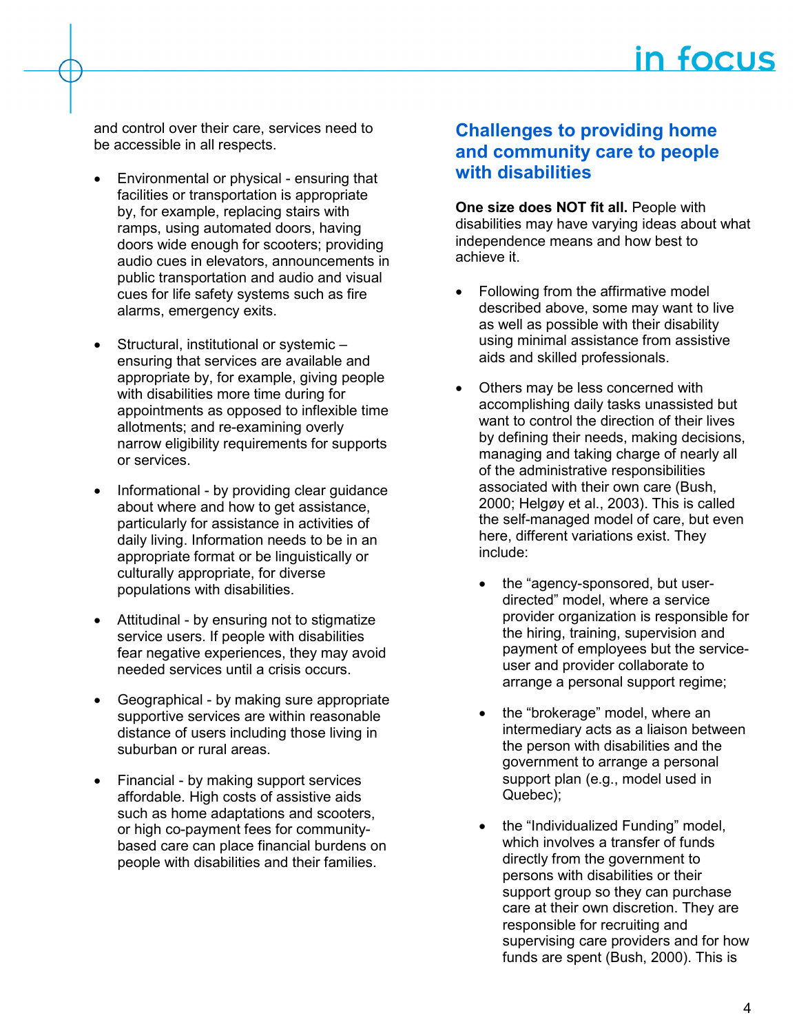and control over their care, services need to be accessible in all respects.

- Environmental or physical - ensuring that facilities or transportation is appropriate by, for example, replacing stairs with ramps, using automated doors, having doors wide enough for scooters; providing audio cues in elevators, announcements in public transportation and audio and visual cues for life safety systems such as fire alarms, emergency exits.

- Structural, institutional or systemic – ensuring that services are available and appropriate by, for example, giving people with disabilities more time during for appointments as opposed to inflexible time allotments; and re-examining overly narrow eligibility requirements for supports or services.

- Informational - by providing clear guidance about where and how to get assistance, particularly for assistance in activities of daily living. Information needs to be in an appropriate format or be linguistically or culturally appropriate, for diverse populations with disabilities.

- Attitudinal - by ensuring not to stigmatize service users. If people with disabilities fear negative experiences, they may avoid needed services until a crisis occurs.

- Geographical - by making sure appropriate supportive services are within reasonable distance of users including those living in suburban or rural areas.

- Financial - by making support services affordable. High costs of assistive aids such as home adaptations and scooters, or high co-payment fees for community-based care can place financial burdens on people with disabilities and their families.

## Challenges to providing home and community care to people with disabilities

**One size does NOT fit all.** People with disabilities may have varying ideas about what independence means and how best to achieve it.

- Following from the affirmative model described above, some may want to live as well as possible with their disability using minimal assistance from assistive aids and skilled professionals.

- Others may be less concerned with accomplishing daily tasks unassisted but want to control the direction of their lives by defining their needs, making decisions, managing and taking charge of nearly all of the administrative responsibilities associated with their own care (Bush, 2000; Helgøy et al., 2003). This is called the self-managed model of care, but even here, different variations exist. They include:

  - the “agency-sponsored, but user-directed” model, where a service provider organization is responsible for the hiring, training, supervision and payment of employees but the service-user and provider collaborate to arrange a personal support regime;

  - the “brokerage” model, where an intermediary acts as a liaison between the person with disabilities and the government to arrange a personal support plan (e.g., model used in Quebec);

  - the “Individualized Funding” model, which involves a transfer of funds directly from the government to persons with disabilities or their support group so they can purchase care at their own discretion. They are responsible for recruiting and supervising care providers and for how funds are spent (Bush, 2000). This is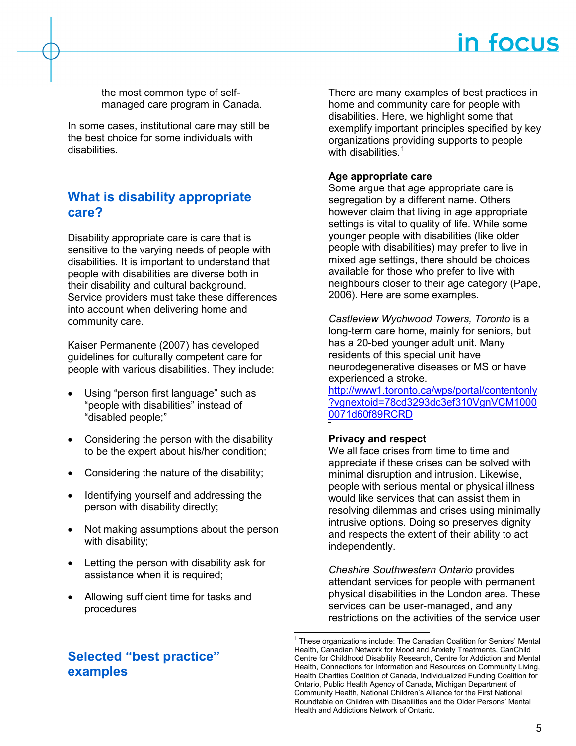the most common type of self-managed care program in Canada.

In some cases, institutional care may still be the best choice for some individuals with disabilities.

## What is disability appropriate care?

Disability appropriate care is care that is sensitive to the varying needs of people with disabilities. It is important to understand that people with disabilities are diverse both in their disability and cultural background. Service providers must take these differences into account when delivering home and community care.

Kaiser Permanente (2007) has developed guidelines for culturally competent care for people with various disabilities. They include:

- Using "person first language" such as "people with disabilities" instead of "disabled people;"
- Considering the person with the disability to be the expert about his/her condition;
- Considering the nature of the disability;
- Identifying yourself and addressing the person with disability directly;
- Not making assumptions about the person with disability;
- Letting the person with disability ask for assistance when it is required;
- Allowing sufficient time for tasks and procedures

## Selected "best practice" examples

There are many examples of best practices in home and community care for people with disabilities. Here, we highlight some that exemplify important principles specified by key organizations providing supports to people with disabilities.[1]

**Age appropriate care**
Some argue that age appropriate care is segregation by a different name. Others however claim that living in age appropriate settings is vital to quality of life. While some younger people with disabilities (like older people with disabilities) may prefer to live in mixed age settings, there should be choices available for those who prefer to live with neighbours closer to their age category (Pape, 2006). Here are some examples.

*Castleview Wychwood Towers, Toronto* is a long-term care home, mainly for seniors, but has a 20-bed younger adult unit. Many residents of this special unit have neurodegenerative diseases or MS or have experienced a stroke. http://www1.toronto.ca/wps/portal/contentonly?vgnextoid=78cd3293dc3ef310VgnVCM10000071d60f89RCRD

**Privacy and respect**
We all face crises from time to time and appreciate if these crises can be solved with minimal disruption and intrusion. Likewise, people with serious mental or physical illness would like services that can assist them in resolving dilemmas and crises using minimally intrusive options. Doing so preserves dignity and respects the extent of their ability to act independently.

*Cheshire Southwestern Ontario* provides attendant services for people with permanent physical disabilities in the London area. These services can be user-managed, and any restrictions on the activities of the service user

[1] These organizations include: The Canadian Coalition for Seniors' Mental Health, Canadian Network for Mood and Anxiety Treatments, CanChild Centre for Childhood Disability Research, Centre for Addiction and Mental Health, Connections for Information and Resources on Community Living, Health Charities Coalition of Canada, Individualized Funding Coalition for Ontario, Public Health Agency of Canada, Michigan Department of Community Health, National Children's Alliance for the First National Roundtable on Children with Disabilities and the Older Persons' Mental Health and Addictions Network of Ontario.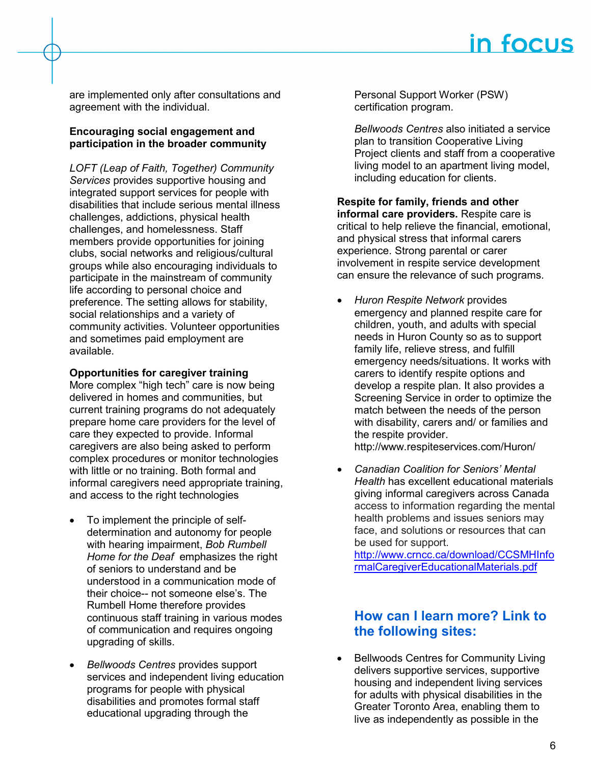are implemented only after consultations and agreement with the individual.

**Encouraging social engagement and participation in the broader community**

*LOFT (Leap of Faith, Together) Community Services* provides supportive housing and integrated support services for people with disabilities that include serious mental illness challenges, addictions, physical health challenges, and homelessness. Staff members provide opportunities for joining clubs, social networks and religious/cultural groups while also encouraging individuals to participate in the mainstream of community life according to personal choice and preference. The setting allows for stability, social relationships and a variety of community activities. Volunteer opportunities and sometimes paid employment are available.

**Opportunities for caregiver training**
More complex "high tech" care is now being delivered in homes and communities, but current training programs do not adequately prepare home care providers for the level of care they expected to provide. Informal caregivers are also being asked to perform complex procedures or monitor technologies with little or no training. Both formal and informal caregivers need appropriate training, and access to the right technologies

- To implement the principle of self-determination and autonomy for people with hearing impairment, *Bob Rumbell Home for the Deaf* emphasizes the right of seniors to understand and be understood in a communication mode of their choice-- not someone else's. The Rumbell Home therefore provides continuous staff training in various modes of communication and requires ongoing upgrading of skills.

- *Bellwoods Centres* provides support services and independent living education programs for people with physical disabilities and promotes formal staff educational upgrading through the Personal Support Worker (PSW) certification program.

  *Bellwoods Centres* also initiated a service plan to transition Cooperative Living Project clients and staff from a cooperative living model to an apartment living model, including education for clients.

**Respite for family, friends and other informal care providers.** Respite care is critical to help relieve the financial, emotional, and physical stress that informal carers experience. Strong parental or carer involvement in respite service development can ensure the relevance of such programs.

- *Huron Respite Network* provides emergency and planned respite care for children, youth, and adults with special needs in Huron County so as to support family life, relieve stress, and fulfill emergency needs/situations. It works with carers to identify respite options and develop a respite plan. It also provides a Screening Service in order to optimize the match between the needs of the person with disability, carers and/ or families and the respite provider. http://www.respiteservices.com/Huron/

- *Canadian Coalition for Seniors' Mental Health* has excellent educational materials giving informal caregivers across Canada access to information regarding the mental health problems and issues seniors may face, and solutions or resources that can be used for support. http://www.crncc.ca/download/CCSMHInformalCaregiverEducationalMaterials.pdf

## How can I learn more? Link to the following sites:

- Bellwoods Centres for Community Living delivers supportive services, supportive housing and independent living services for adults with physical disabilities in the Greater Toronto Area, enabling them to live as independently as possible in the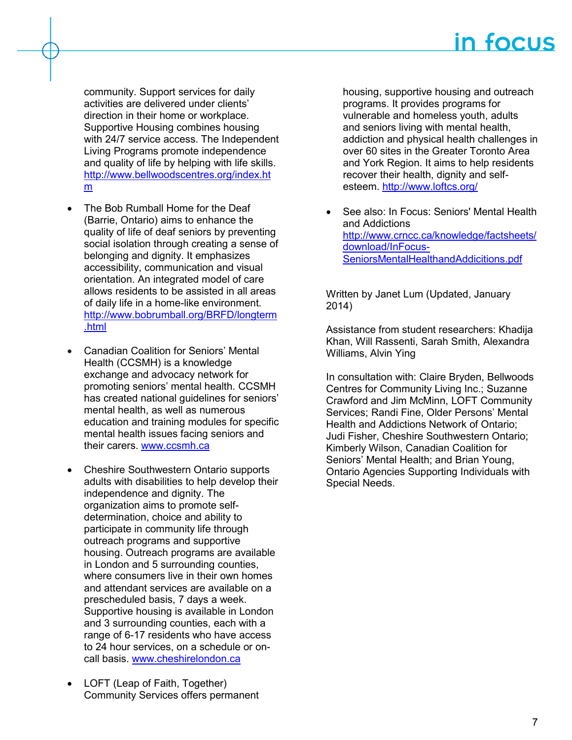community. Support services for daily activities are delivered under clients' direction in their home or workplace. Supportive Housing combines housing with 24/7 service access. The Independent Living Programs promote independence and quality of life by helping with life skills. http://www.bellwoodscentres.org/index.htm

- The Bob Rumball Home for the Deaf (Barrie, Ontario) aims to enhance the quality of life of deaf seniors by preventing social isolation through creating a sense of belonging and dignity. It emphasizes accessibility, communication and visual orientation. An integrated model of care allows residents to be assisted in all areas of daily life in a home-like environment. http://www.bobrumball.org/BRFD/longterm.html

- Canadian Coalition for Seniors' Mental Health (CCSMH) is a knowledge exchange and advocacy network for promoting seniors' mental health. CCSMH has created national guidelines for seniors' mental health, as well as numerous education and training modules for specific mental health issues facing seniors and their carers. www.ccsmh.ca

- Cheshire Southwestern Ontario supports adults with disabilities to help develop their independence and dignity. The organization aims to promote self-determination, choice and ability to participate in community life through outreach programs and supportive housing. Outreach programs are available in London and 5 surrounding counties, where consumers live in their own homes and attendant services are available on a prescheduled basis, 7 days a week. Supportive housing is available in London and 3 surrounding counties, each with a range of 6-17 residents who have access to 24 hour services, on a schedule or on-call basis. www.cheshirelondon.ca

- LOFT (Leap of Faith, Together) Community Services offers permanent housing, supportive housing and outreach programs. It provides programs for vulnerable and homeless youth, adults and seniors living with mental health, addiction and physical health challenges in over 60 sites in the Greater Toronto Area and York Region. It aims to help residents recover their health, dignity and self-esteem. http://www.loftcs.org/

- See also: In Focus: Seniors' Mental Health and Addictions http://www.crncc.ca/knowledge/factsheets/download/InFocus-SeniorsMentalHealthandAddicitions.pdf

Written by Janet Lum (Updated, January 2014)

Assistance from student researchers: Khadija Khan, Will Rassenti, Sarah Smith, Alexandra Williams, Alvin Ying

In consultation with: Claire Bryden, Bellwoods Centres for Community Living Inc.; Suzanne Crawford and Jim McMinn, LOFT Community Services; Randi Fine, Older Persons' Mental Health and Addictions Network of Ontario; Judi Fisher, Cheshire Southwestern Ontario; Kimberly Wilson, Canadian Coalition for Seniors' Mental Health; and Brian Young, Ontario Agencies Supporting Individuals with Special Needs.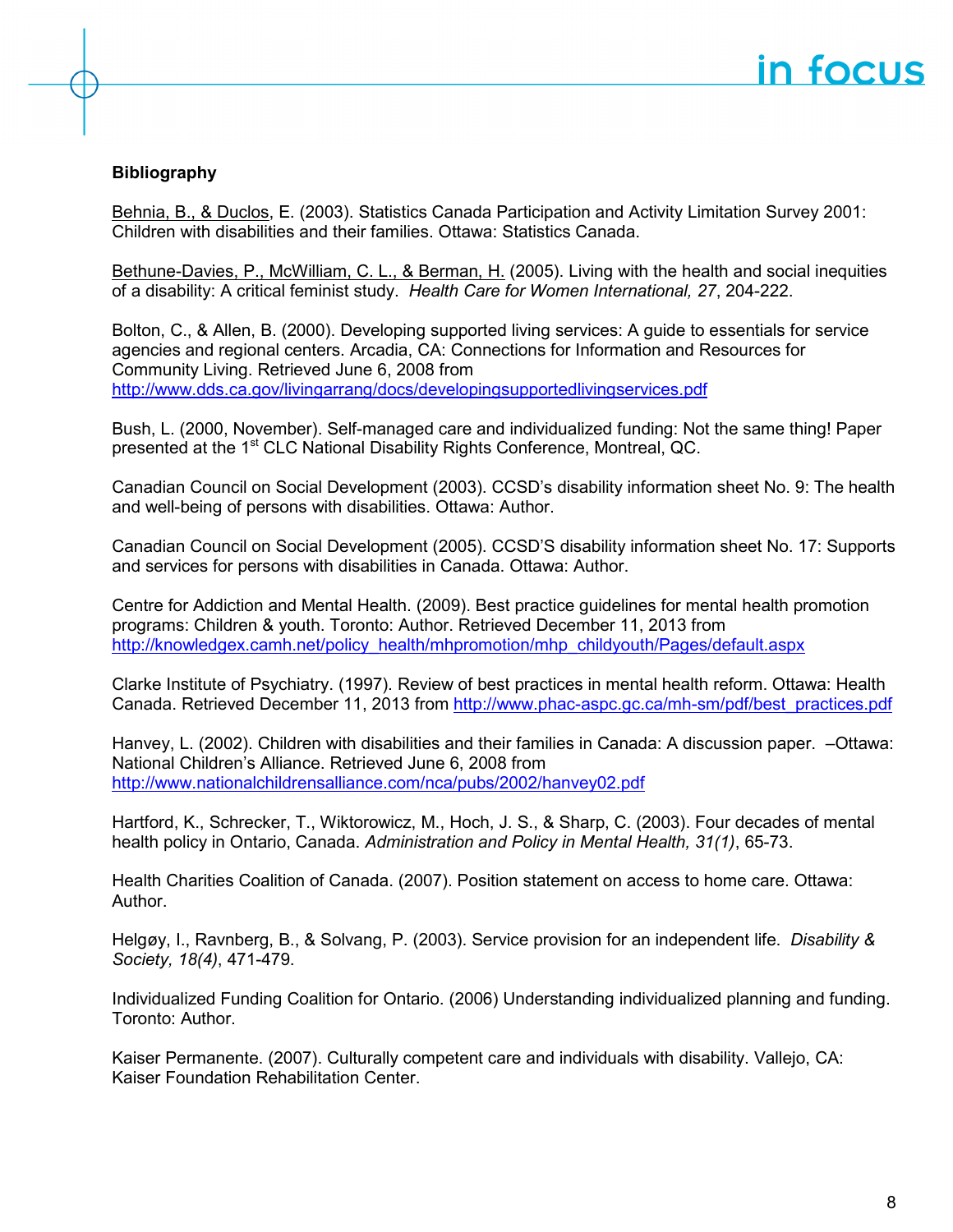**Bibliography**

Behnia, B., & Duclos, E. (2003). Statistics Canada Participation and Activity Limitation Survey 2001: Children with disabilities and their families. Ottawa: Statistics Canada.

Bethune-Davies, P., McWilliam, C. L., & Berman, H. (2005). Living with the health and social inequities of a disability: A critical feminist study. *Health Care for Women International, 27*, 204-222.

Bolton, C., & Allen, B. (2000). Developing supported living services: A guide to essentials for service agencies and regional centers. Arcadia, CA: Connections for Information and Resources for Community Living. Retrieved June 6, 2008 from http://www.dds.ca.gov/livingarrang/docs/developingsupportedlivingservices.pdf

Bush, L. (2000, November). Self-managed care and individualized funding: Not the same thing! Paper presented at the 1st CLC National Disability Rights Conference, Montreal, QC.

Canadian Council on Social Development (2003). CCSD's disability information sheet No. 9: The health and well-being of persons with disabilities. Ottawa: Author.

Canadian Council on Social Development (2005). CCSD'S disability information sheet No. 17: Supports and services for persons with disabilities in Canada. Ottawa: Author.

Centre for Addiction and Mental Health. (2009). Best practice guidelines for mental health promotion programs: Children & youth. Toronto: Author. Retrieved December 11, 2013 from http://knowledgex.camh.net/policy_health/mhpromotion/mhp_childyouth/Pages/default.aspx

Clarke Institute of Psychiatry. (1997). Review of best practices in mental health reform. Ottawa: Health Canada. Retrieved December 11, 2013 from http://www.phac-aspc.gc.ca/mh-sm/pdf/best_practices.pdf

Hanvey, L. (2002). Children with disabilities and their families in Canada: A discussion paper. –Ottawa: National Children's Alliance. Retrieved June 6, 2008 from http://www.nationalchildrensalliance.com/nca/pubs/2002/hanvey02.pdf

Hartford, K., Schrecker, T., Wiktorowicz, M., Hoch, J. S., & Sharp, C. (2003). Four decades of mental health policy in Ontario, Canada. *Administration and Policy in Mental Health, 31(1)*, 65-73.

Health Charities Coalition of Canada. (2007). Position statement on access to home care. Ottawa: Author.

Helgøy, I., Ravnberg, B., & Solvang, P. (2003). Service provision for an independent life. *Disability & Society, 18(4)*, 471-479.

Individualized Funding Coalition for Ontario. (2006) Understanding individualized planning and funding. Toronto: Author.

Kaiser Permanente. (2007). Culturally competent care and individuals with disability. Vallejo, CA: Kaiser Foundation Rehabilitation Center.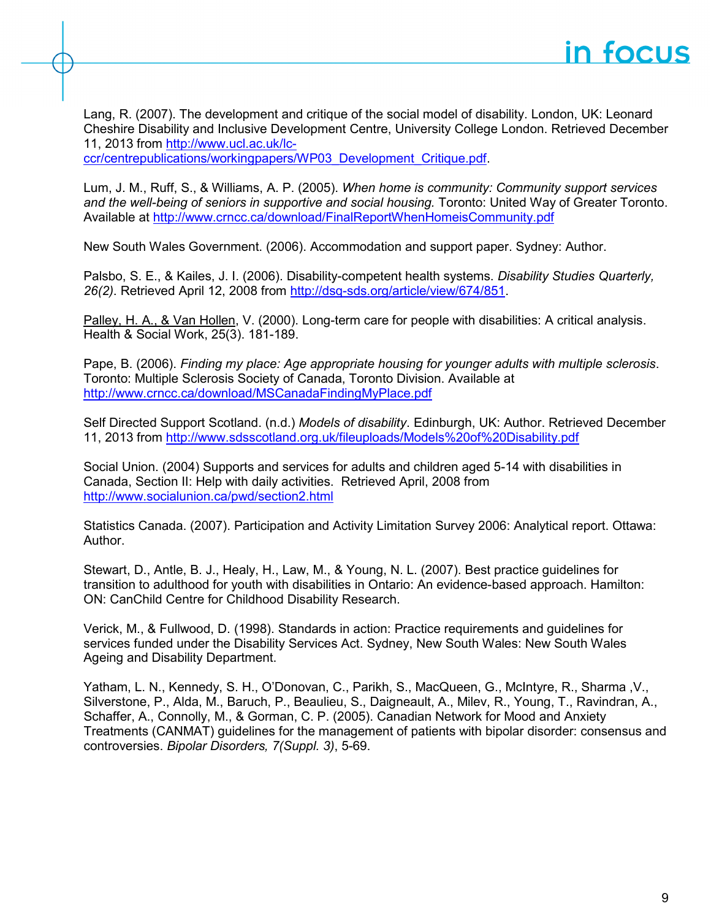Lang, R. (2007). The development and critique of the social model of disability. London, UK: Leonard Cheshire Disability and Inclusive Development Centre, University College London. Retrieved December 11, 2013 from http://www.ucl.ac.uk/lc-ccr/centrepublications/workingpapers/WP03_Development_Critique.pdf.

Lum, J. M., Ruff, S., & Williams, A. P. (2005). *When home is community: Community support services and the well-being of seniors in supportive and social housing.* Toronto: United Way of Greater Toronto. Available at http://www.crncc.ca/download/FinalReportWhenHomeisCommunity.pdf

New South Wales Government. (2006). Accommodation and support paper. Sydney: Author.

Palsbo, S. E., & Kailes, J. I. (2006). Disability-competent health systems. *Disability Studies Quarterly, 26(2)*. Retrieved April 12, 2008 from http://dsq-sds.org/article/view/674/851.

Palley, H. A., & Van Hollen, V. (2000). Long-term care for people with disabilities: A critical analysis. Health & Social Work, 25(3). 181-189.

Pape, B. (2006). *Finding my place: Age appropriate housing for younger adults with multiple sclerosis*. Toronto: Multiple Sclerosis Society of Canada, Toronto Division. Available at http://www.crncc.ca/download/MSCanadaFindingMyPlace.pdf

Self Directed Support Scotland. (n.d.) *Models of disability*. Edinburgh, UK: Author. Retrieved December 11, 2013 from http://www.sdsscotland.org.uk/fileuploads/Models%20of%20Disability.pdf

Social Union. (2004) Supports and services for adults and children aged 5-14 with disabilities in Canada, Section II: Help with daily activities. Retrieved April, 2008 from http://www.socialunion.ca/pwd/section2.html

Statistics Canada. (2007). Participation and Activity Limitation Survey 2006: Analytical report. Ottawa: Author.

Stewart, D., Antle, B. J., Healy, H., Law, M., & Young, N. L. (2007). Best practice guidelines for transition to adulthood for youth with disabilities in Ontario: An evidence-based approach. Hamilton: ON: CanChild Centre for Childhood Disability Research.

Verick, M., & Fullwood, D. (1998). Standards in action: Practice requirements and guidelines for services funded under the Disability Services Act. Sydney, New South Wales: New South Wales Ageing and Disability Department.

Yatham, L. N., Kennedy, S. H., O'Donovan, C., Parikh, S., MacQueen, G., McIntyre, R., Sharma ,V., Silverstone, P., Alda, M., Baruch, P., Beaulieu, S., Daigneault, A., Milev, R., Young, T., Ravindran, A., Schaffer, A., Connolly, M., & Gorman, C. P. (2005). Canadian Network for Mood and Anxiety Treatments (CANMAT) guidelines for the management of patients with bipolar disorder: consensus and controversies. *Bipolar Disorders, 7(Suppl. 3)*, 5-69.